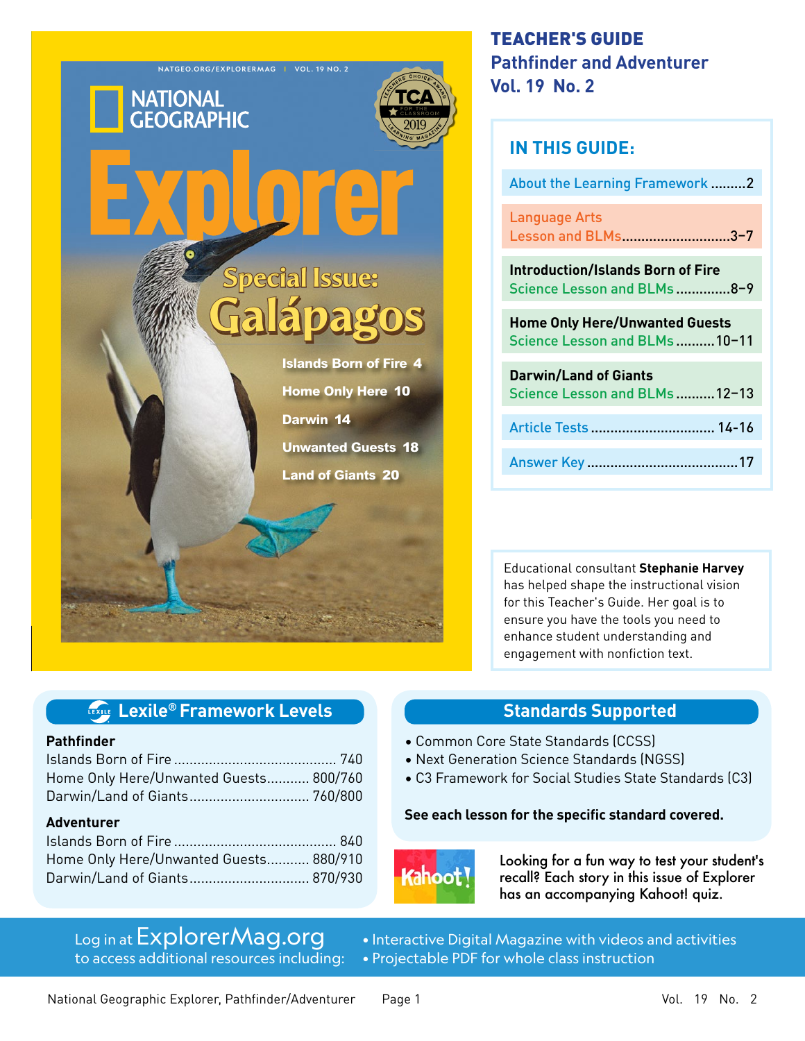# TEACHER'S GUIDE

## Pathfinder and Adventurer
## Vol. 19 No. 2

NATGEO.ORG/EXPLORERMAG | VOL. 19 NO. 2

NATIONAL GEOGRAPHIC

Explorer

Special Issue: Galápagos

- Islands Born of Fire 4
- Home Only Here 10
- Darwin 14
- Unwanted Guests 18
- Land of Giants 20

### IN THIS GUIDE:

- About the Learning Framework .........2
- Language Arts Lesson and BLMs............................3–7
- **Introduction/Islands Born of Fire** Science Lesson and BLMs ..............8–9
- **Home Only Here/Unwanted Guests** Science Lesson and BLMs ..........10–11
- **Darwin/Land of Giants** Science Lesson and BLMs ..........12–13
- Article Tests ................................ 14-16
- Answer Key .......................................17

Educational consultant **Stephanie Harvey** has helped shape the instructional vision for this Teacher's Guide. Her goal is to ensure you have the tools you need to enhance student understanding and engagement with nonfiction text.

### Lexile® Framework Levels

**Pathfinder**

| | |
|---|---|
| Islands Born of Fire | 740 |
| Home Only Here/Unwanted Guests | 800/760 |
| Darwin/Land of Giants | 760/800 |

**Adventurer**

| | |
|---|---|
| Islands Born of Fire | 840 |
| Home Only Here/Unwanted Guests | 880/910 |
| Darwin/Land of Giants | 870/930 |

### Standards Supported

- Common Core State Standards (CCSS)
- Next Generation Science Standards (NGSS)
- C3 Framework for Social Studies State Standards (C3)

**See each lesson for the specific standard covered.**

Looking for a fun way to test your student's recall? Each story in this issue of Explorer has an accompanying Kahoot! quiz.

Log in at ExplorerMag.org to access additional resources including:

- Interactive Digital Magazine with videos and activities
- Projectable PDF for whole class instruction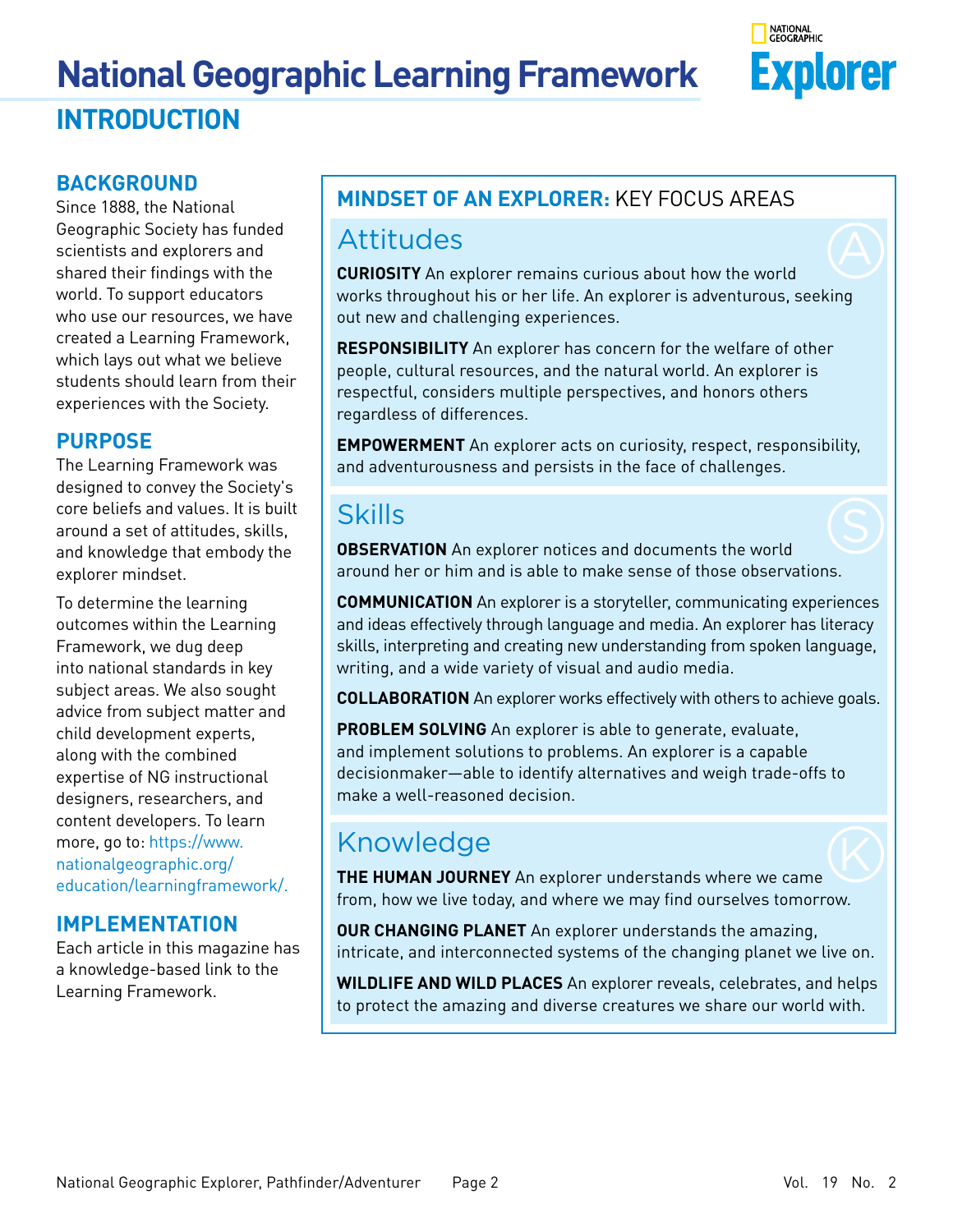# National Geographic Learning Framework

## INTRODUCTION

### BACKGROUND

Since 1888, the National Geographic Society has funded scientists and explorers and shared their findings with the world. To support educators who use our resources, we have created a Learning Framework, which lays out what we believe students should learn from their experiences with the Society.

### PURPOSE

The Learning Framework was designed to convey the Society's core beliefs and values. It is built around a set of attitudes, skills, and knowledge that embody the explorer mindset.

To determine the learning outcomes within the Learning Framework, we dug deep into national standards in key subject areas. We also sought advice from subject matter and child development experts, along with the combined expertise of NG instructional designers, researchers, and content developers. To learn more, go to: https://www.nationalgeographic.org/education/learningframework/.

### IMPLEMENTATION

Each article in this magazine has a knowledge-based link to the Learning Framework.

### MINDSET OF AN EXPLORER: KEY FOCUS AREAS

#### Attitudes

**CURIOSITY** An explorer remains curious about how the world works throughout his or her life. An explorer is adventurous, seeking out new and challenging experiences.

**RESPONSIBILITY** An explorer has concern for the welfare of other people, cultural resources, and the natural world. An explorer is respectful, considers multiple perspectives, and honors others regardless of differences.

**EMPOWERMENT** An explorer acts on curiosity, respect, responsibility, and adventurousness and persists in the face of challenges.

#### Skills

**OBSERVATION** An explorer notices and documents the world around her or him and is able to make sense of those observations.

**COMMUNICATION** An explorer is a storyteller, communicating experiences and ideas effectively through language and media. An explorer has literacy skills, interpreting and creating new understanding from spoken language, writing, and a wide variety of visual and audio media.

**COLLABORATION** An explorer works effectively with others to achieve goals.

**PROBLEM SOLVING** An explorer is able to generate, evaluate, and implement solutions to problems. An explorer is a capable decisionmaker—able to identify alternatives and weigh trade-offs to make a well-reasoned decision.

#### Knowledge

**THE HUMAN JOURNEY** An explorer understands where we came from, how we live today, and where we may find ourselves tomorrow.

**OUR CHANGING PLANET** An explorer understands the amazing, intricate, and interconnected systems of the changing planet we live on.

**WILDLIFE AND WILD PLACES** An explorer reveals, celebrates, and helps to protect the amazing and diverse creatures we share our world with.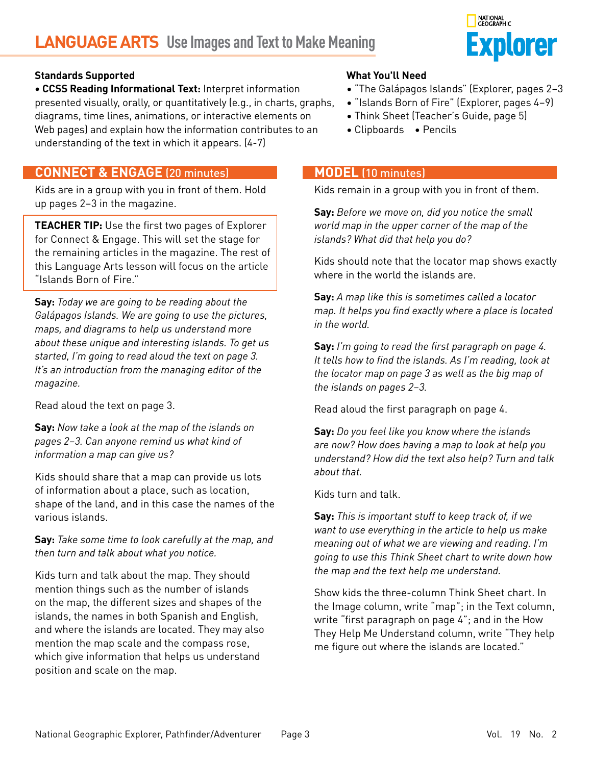# LANGUAGE ARTS Use Images and Text to Make Meaning

**Standards Supported**

• **CCSS Reading Informational Text:** Interpret information presented visually, orally, or quantitatively (e.g., in charts, graphs, diagrams, time lines, animations, or interactive elements on Web pages) and explain how the information contributes to an understanding of the text in which it appears. (4-7)

**What You'll Need**

- "The Galápagos Islands" (Explorer, pages 2–3
- "Islands Born of Fire" (Explorer, pages 4–9)
- Think Sheet (Teacher's Guide, page 5)
- Clipboards
- Pencils

## CONNECT & ENGAGE (20 minutes)

Kids are in a group with you in front of them. Hold up pages 2–3 in the magazine.

> **TEACHER TIP:** Use the first two pages of Explorer for Connect & Engage. This will set the stage for the remaining articles in the magazine. The rest of this Language Arts lesson will focus on the article "Islands Born of Fire."

**Say:** *Today we are going to be reading about the Galápagos Islands. We are going to use the pictures, maps, and diagrams to help us understand more about these unique and interesting islands. To get us started, I'm going to read aloud the text on page 3. It's an introduction from the managing editor of the magazine.*

Read aloud the text on page 3.

**Say:** *Now take a look at the map of the islands on pages 2–3. Can anyone remind us what kind of information a map can give us?*

Kids should share that a map can provide us lots of information about a place, such as location, shape of the land, and in this case the names of the various islands.

**Say:** *Take some time to look carefully at the map, and then turn and talk about what you notice.*

Kids turn and talk about the map. They should mention things such as the number of islands on the map, the different sizes and shapes of the islands, the names in both Spanish and English, and where the islands are located. They may also mention the map scale and the compass rose, which give information that helps us understand position and scale on the map.

## MODEL (10 minutes)

Kids remain in a group with you in front of them.

**Say:** *Before we move on, did you notice the small world map in the upper corner of the map of the islands? What did that help you do?*

Kids should note that the locator map shows exactly where in the world the islands are.

**Say:** *A map like this is sometimes called a locator map. It helps you find exactly where a place is located in the world.*

**Say:** *I'm going to read the first paragraph on page 4. It tells how to find the islands. As I'm reading, look at the locator map on page 3 as well as the big map of the islands on pages 2–3.*

Read aloud the first paragraph on page 4.

**Say:** *Do you feel like you know where the islands are now? How does having a map to look at help you understand? How did the text also help? Turn and talk about that.*

Kids turn and talk.

**Say:** *This is important stuff to keep track of, if we want to use everything in the article to help us make meaning out of what we are viewing and reading. I'm going to use this Think Sheet chart to write down how the map and the text help me understand.*

Show kids the three-column Think Sheet chart. In the Image column, write "map"; in the Text column, write "first paragraph on page 4"; and in the How They Help Me Understand column, write "They help me figure out where the islands are located."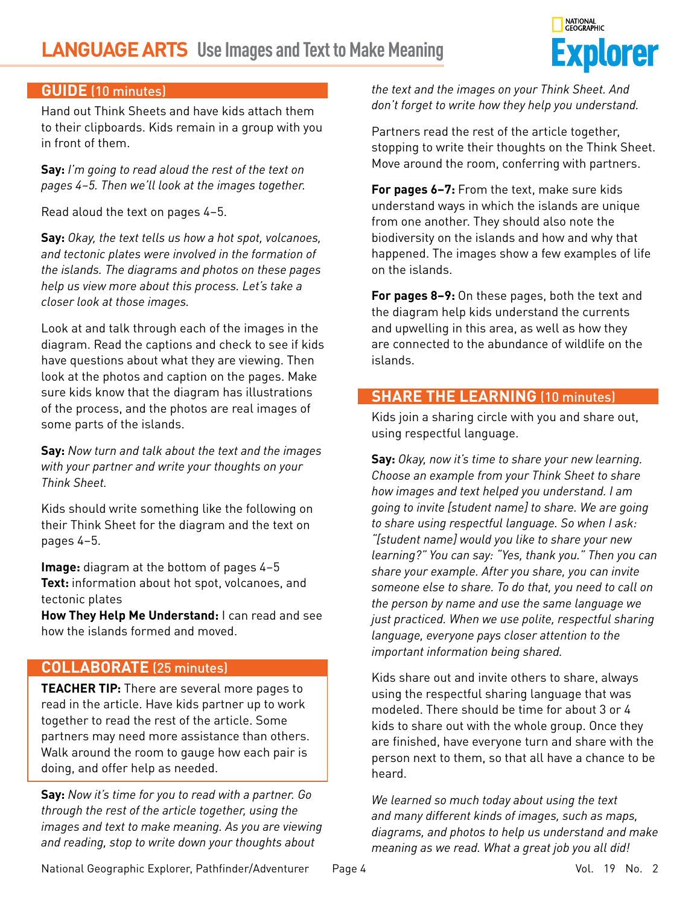# LANGUAGE ARTS Use Images and Text to Make Meaning

## GUIDE (10 minutes)

Hand out Think Sheets and have kids attach them to their clipboards. Kids remain in a group with you in front of them.

**Say:** *I'm going to read aloud the rest of the text on pages 4–5. Then we'll look at the images together.*

Read aloud the text on pages 4–5.

**Say:** *Okay, the text tells us how a hot spot, volcanoes, and tectonic plates were involved in the formation of the islands. The diagrams and photos on these pages help us view more about this process. Let's take a closer look at those images.*

Look at and talk through each of the images in the diagram. Read the captions and check to see if kids have questions about what they are viewing. Then look at the photos and caption on the pages. Make sure kids know that the diagram has illustrations of the process, and the photos are real images of some parts of the islands.

**Say:** *Now turn and talk about the text and the images with your partner and write your thoughts on your Think Sheet.*

Kids should write something like the following on their Think Sheet for the diagram and the text on pages 4–5.

**Image:** diagram at the bottom of pages 4–5
**Text:** information about hot spot, volcanoes, and tectonic plates
**How They Help Me Understand:** I can read and see how the islands formed and moved.

## COLLABORATE (25 minutes)

**TEACHER TIP:** There are several more pages to read in the article. Have kids partner up to work together to read the rest of the article. Some partners may need more assistance than others. Walk around the room to gauge how each pair is doing, and offer help as needed.

**Say:** *Now it's time for you to read with a partner. Go through the rest of the article together, using the images and text to make meaning. As you are viewing and reading, stop to write down your thoughts about the text and the images on your Think Sheet. And don't forget to write how they help you understand.*

Partners read the rest of the article together, stopping to write their thoughts on the Think Sheet. Move around the room, conferring with partners.

**For pages 6–7:** From the text, make sure kids understand ways in which the islands are unique from one another. They should also note the biodiversity on the islands and how and why that happened. The images show a few examples of life on the islands.

**For pages 8–9:** On these pages, both the text and the diagram help kids understand the currents and upwelling in this area, as well as how they are connected to the abundance of wildlife on the islands.

## SHARE THE LEARNING (10 minutes)

Kids join a sharing circle with you and share out, using respectful language.

**Say:** *Okay, now it's time to share your new learning. Choose an example from your Think Sheet to share how images and text helped you understand. I am going to invite [student name] to share. We are going to share using respectful language. So when I ask: "[student name] would you like to share your new learning?" You can say: "Yes, thank you." Then you can share your example. After you share, you can invite someone else to share. To do that, you need to call on the person by name and use the same language we just practiced. When we use polite, respectful sharing language, everyone pays closer attention to the important information being shared.*

Kids share out and invite others to share, always using the respectful sharing language that was modeled. There should be time for about 3 or 4 kids to share out with the whole group. Once they are finished, have everyone turn and share with the person next to them, so that all have a chance to be heard.

*We learned so much today about using the text and many different kinds of images, such as maps, diagrams, and photos to help us understand and make meaning as we read. What a great job you all did!*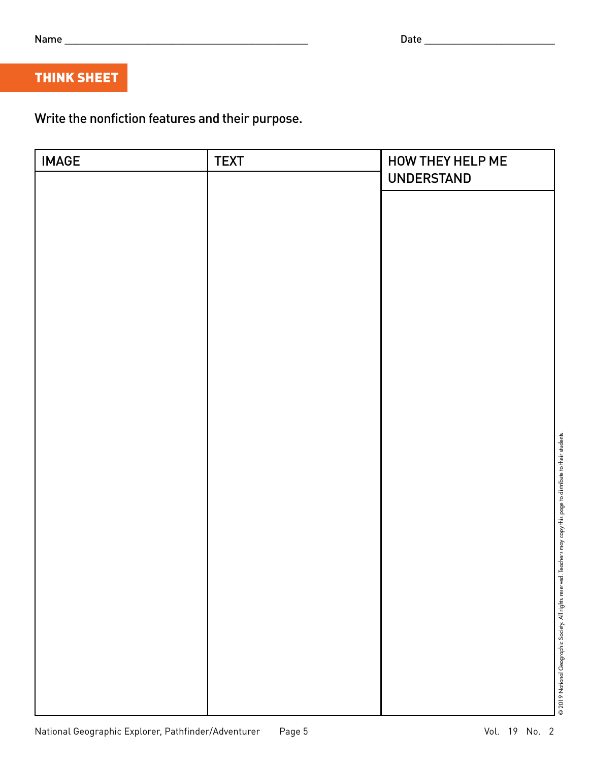Name ______________________________________________ Date ________________________

## THINK SHEET

Write the nonfiction features and their purpose.

| IMAGE | TEXT | HOW THEY HELP ME UNDERSTAND |
| --- | --- | --- |
| | | |

© 2019 National Geographic Society. All rights reserved. Teachers may copy this page to distribute to their students.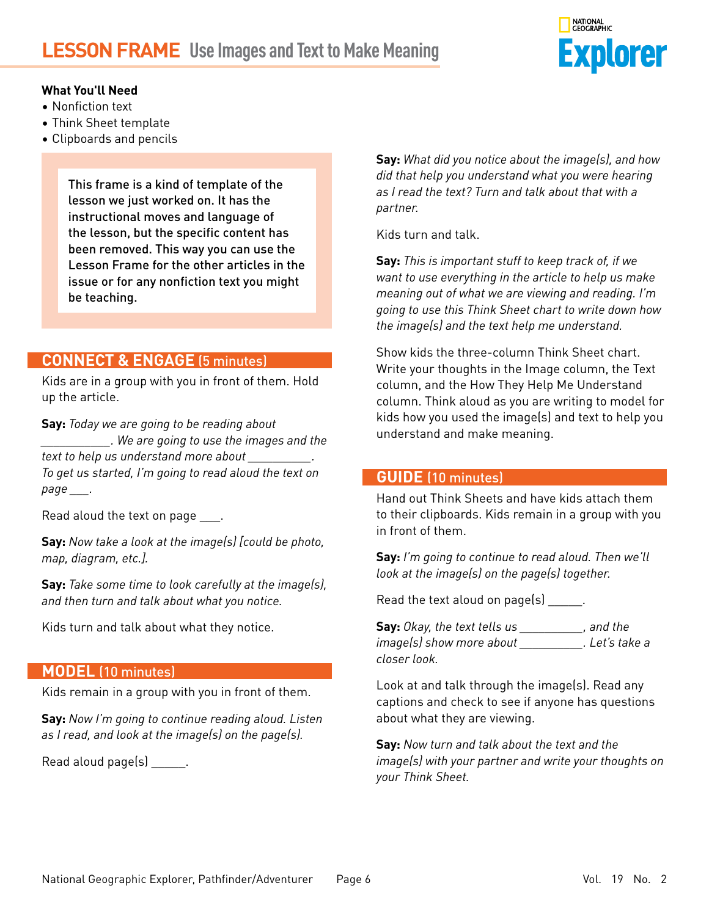# LESSON FRAME Use Images and Text to Make Meaning

**What You'll Need**
- Nonfiction text
- Think Sheet template
- Clipboards and pencils

> This frame is a kind of template of the lesson we just worked on. It has the instructional moves and language of the lesson, but the specific content has been removed. This way you can use the Lesson Frame for the other articles in the issue or for any nonfiction text you might be teaching.

## CONNECT & ENGAGE (5 minutes)

Kids are in a group with you in front of them. Hold up the article.

**Say:** *Today we are going to be reading about ___________. We are going to use the images and the text to help us understand more about __________. To get us started, I'm going to read aloud the text on page ___.*

Read aloud the text on page ___.

**Say:** *Now take a look at the image(s) [could be photo, map, diagram, etc.].*

**Say:** *Take some time to look carefully at the image(s), and then turn and talk about what you notice.*

Kids turn and talk about what they notice.

## MODEL (10 minutes)

Kids remain in a group with you in front of them.

**Say:** *Now I'm going to continue reading aloud. Listen as I read, and look at the image(s) on the page(s).*

Read aloud page(s) ______.

**Say:** *What did you notice about the image(s), and how did that help you understand what you were hearing as I read the text? Turn and talk about that with a partner.*

Kids turn and talk.

**Say:** *This is important stuff to keep track of, if we want to use everything in the article to help us make meaning out of what we are viewing and reading. I'm going to use this Think Sheet chart to write down how the image(s) and the text help me understand.*

Show kids the three-column Think Sheet chart. Write your thoughts in the Image column, the Text column, and the How They Help Me Understand column. Think aloud as you are writing to model for kids how you used the image(s) and text to help you understand and make meaning.

## GUIDE (10 minutes)

Hand out Think Sheets and have kids attach them to their clipboards. Kids remain in a group with you in front of them.

**Say:** *I'm going to continue to read aloud. Then we'll look at the image(s) on the page(s) together.*

Read the text aloud on page(s) ______.

**Say:** *Okay, the text tells us __________, and the image(s) show more about __________. Let's take a closer look.*

Look at and talk through the image(s). Read any captions and check to see if anyone has questions about what they are viewing.

**Say:** *Now turn and talk about the text and the image(s) with your partner and write your thoughts on your Think Sheet.*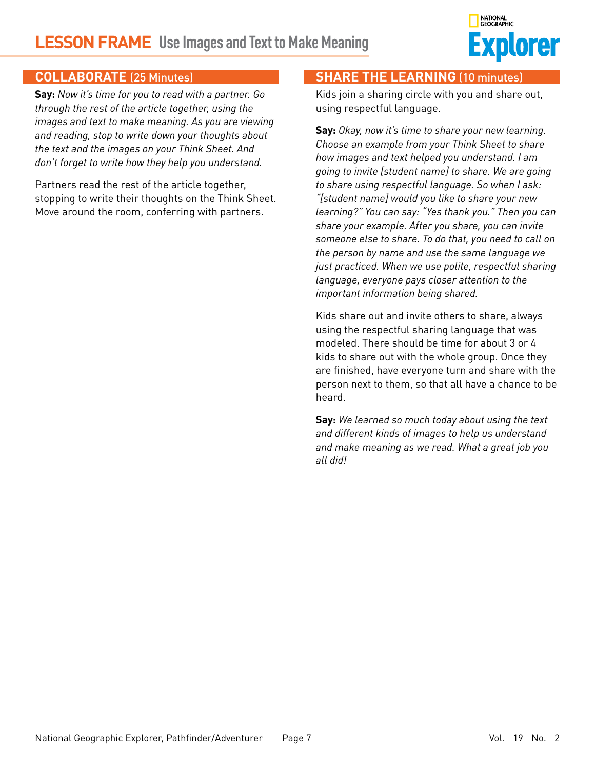# LESSON FRAME Use Images and Text to Make Meaning

## COLLABORATE (25 Minutes)

**Say:** *Now it's time for you to read with a partner. Go through the rest of the article together, using the images and text to make meaning. As you are viewing and reading, stop to write down your thoughts about the text and the images on your Think Sheet. And don't forget to write how they help you understand.*

Partners read the rest of the article together, stopping to write their thoughts on the Think Sheet. Move around the room, conferring with partners.

## SHARE THE LEARNING (10 minutes)

Kids join a sharing circle with you and share out, using respectful language.

**Say:** *Okay, now it's time to share your new learning. Choose an example from your Think Sheet to share how images and text helped you understand. I am going to invite [student name] to share. We are going to share using respectful language. So when I ask: "[student name] would you like to share your new learning?" You can say: "Yes thank you." Then you can share your example. After you share, you can invite someone else to share. To do that, you need to call on the person by name and use the same language we just practiced. When we use polite, respectful sharing language, everyone pays closer attention to the important information being shared.*

Kids share out and invite others to share, always using the respectful sharing language that was modeled. There should be time for about 3 or 4 kids to share out with the whole group. Once they are finished, have everyone turn and share with the person next to them, so that all have a chance to be heard.

**Say:** *We learned so much today about using the text and different kinds of images to help us understand and make meaning as we read. What a great job you all did!*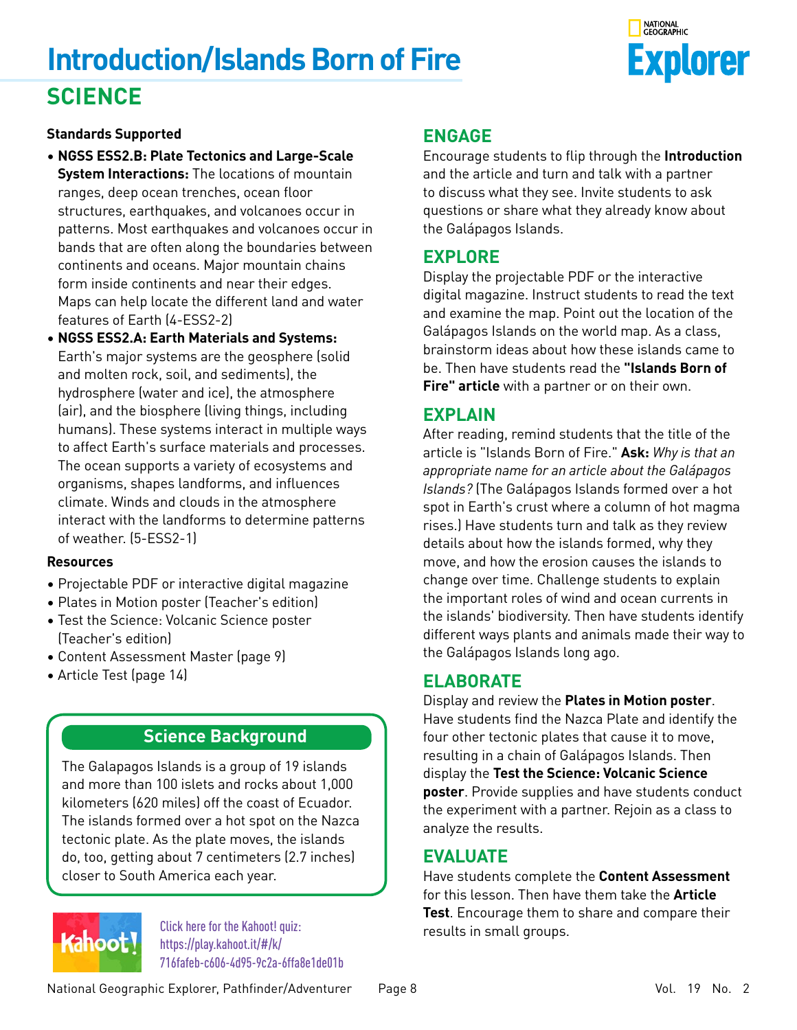# Introduction/Islands Born of Fire

## SCIENCE

**Standards Supported**

- **NGSS ESS2.B: Plate Tectonics and Large-Scale System Interactions:** The locations of mountain ranges, deep ocean trenches, ocean floor structures, earthquakes, and volcanoes occur in patterns. Most earthquakes and volcanoes occur in bands that are often along the boundaries between continents and oceans. Major mountain chains form inside continents and near their edges. Maps can help locate the different land and water features of Earth (4-ESS2-2)
- **NGSS ESS2.A: Earth Materials and Systems:** Earth's major systems are the geosphere (solid and molten rock, soil, and sediments), the hydrosphere (water and ice), the atmosphere (air), and the biosphere (living things, including humans). These systems interact in multiple ways to affect Earth's surface materials and processes. The ocean supports a variety of ecosystems and organisms, shapes landforms, and influences climate. Winds and clouds in the atmosphere interact with the landforms to determine patterns of weather. (5-ESS2-1)

**Resources**

- Projectable PDF or interactive digital magazine
- Plates in Motion poster (Teacher's edition)
- Test the Science: Volcanic Science poster (Teacher's edition)
- Content Assessment Master (page 9)
- Article Test (page 14)

### Science Background

The Galapagos Islands is a group of 19 islands and more than 100 islets and rocks about 1,000 kilometers (620 miles) off the coast of Ecuador. The islands formed over a hot spot on the Nazca tectonic plate. As the plate moves, the islands do, too, getting about 7 centimeters (2.7 inches) closer to South America each year.

Click here for the Kahoot! quiz: https://play.kahoot.it/#/k/716fafeb-c606-4d95-9c2a-6ffa8e1de01b

### ENGAGE

Encourage students to flip through the **Introduction** and the article and turn and talk with a partner to discuss what they see. Invite students to ask questions or share what they already know about the Galápagos Islands.

### EXPLORE

Display the projectable PDF or the interactive digital magazine. Instruct students to read the text and examine the map. Point out the location of the Galápagos Islands on the world map. As a class, brainstorm ideas about how these islands came to be. Then have students read the **"Islands Born of Fire" article** with a partner or on their own.

### EXPLAIN

After reading, remind students that the title of the article is "Islands Born of Fire." **Ask:** *Why is that an appropriate name for an article about the Galápagos Islands?* (The Galápagos Islands formed over a hot spot in Earth's crust where a column of hot magma rises.) Have students turn and talk as they review details about how the islands formed, why they move, and how the erosion causes the islands to change over time. Challenge students to explain the important roles of wind and ocean currents in the islands' biodiversity. Then have students identify different ways plants and animals made their way to the Galápagos Islands long ago.

### ELABORATE

Display and review the **Plates in Motion poster**. Have students find the Nazca Plate and identify the four other tectonic plates that cause it to move, resulting in a chain of Galápagos Islands. Then display the **Test the Science: Volcanic Science poster**. Provide supplies and have students conduct the experiment with a partner. Rejoin as a class to analyze the results.

### EVALUATE

Have students complete the **Content Assessment** for this lesson. Then have them take the **Article Test**. Encourage them to share and compare their results in small groups.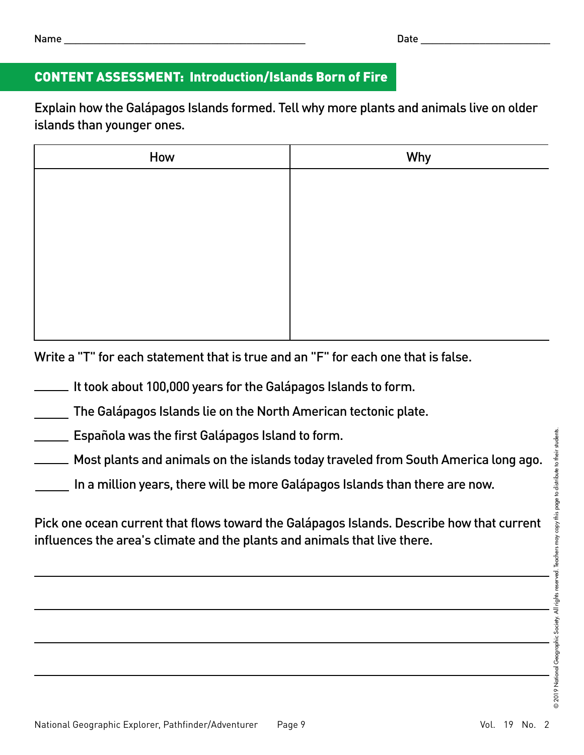Name ___________________________________________ Date ________________________

## CONTENT ASSESSMENT: Introduction/Islands Born of Fire

Explain how the Galápagos Islands formed. Tell why more plants and animals live on older islands than younger ones.

| How | Why |
| --- | --- |
| | |

Write a "T" for each statement that is true and an "F" for each one that is false.

_____ It took about 100,000 years for the Galápagos Islands to form.

_____ The Galápagos Islands lie on the North American tectonic plate.

_____ Española was the first Galápagos Island to form.

_____ Most plants and animals on the islands today traveled from South America long ago.

_____ In a million years, there will be more Galápagos Islands than there are now.

Pick one ocean current that flows toward the Galápagos Islands. Describe how that current influences the area's climate and the plants and animals that live there.

_______________________________________________________________________________

_______________________________________________________________________________

_______________________________________________________________________________

_______________________________________________________________________________

© 2019 National Geographic Society. All rights reserved. Teachers may copy this page to distribute to their students.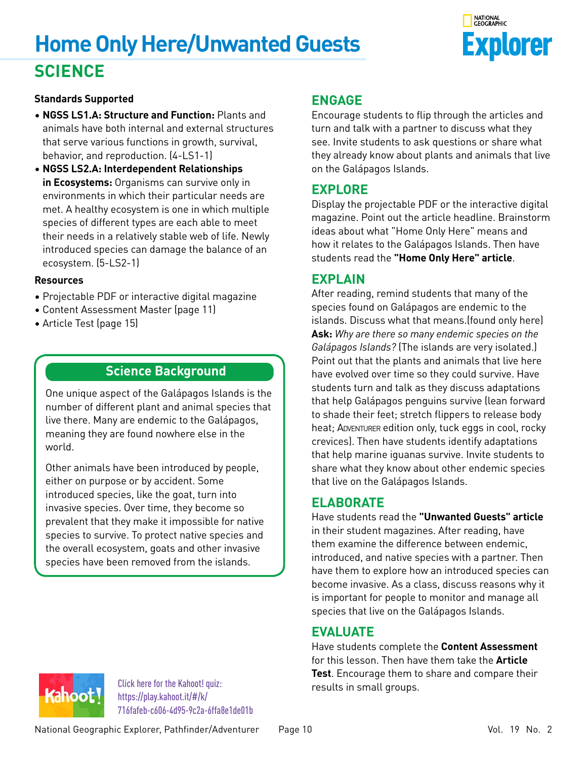# Home Only Here/Unwanted Guests

## SCIENCE

**Standards Supported**

- **NGSS LS1.A: Structure and Function:** Plants and animals have both internal and external structures that serve various functions in growth, survival, behavior, and reproduction. (4-LS1-1)
- **NGSS LS2.A: Interdependent Relationships in Ecosystems:** Organisms can survive only in environments in which their particular needs are met. A healthy ecosystem is one in which multiple species of different types are each able to meet their needs in a relatively stable web of life. Newly introduced species can damage the balance of an ecosystem. (5-LS2-1)

**Resources**

- Projectable PDF or interactive digital magazine
- Content Assessment Master (page 11)
- Article Test (page 15)

### Science Background

One unique aspect of the Galápagos Islands is the number of different plant and animal species that live there. Many are endemic to the Galápagos, meaning they are found nowhere else in the world.

Other animals have been introduced by people, either on purpose or by accident. Some introduced species, like the goat, turn into invasive species. Over time, they become so prevalent that they make it impossible for native species to survive. To protect native species and the overall ecosystem, goats and other invasive species have been removed from the islands.

Click here for the Kahoot! quiz: https://play.kahoot.it/#/k/716fafeb-c606-4d95-9c2a-6ffa8e1de01b

### ENGAGE

Encourage students to flip through the articles and turn and talk with a partner to discuss what they see. Invite students to ask questions or share what they already know about plants and animals that live on the Galápagos Islands.

### EXPLORE

Display the projectable PDF or the interactive digital magazine. Point out the article headline. Brainstorm ideas about what "Home Only Here" means and how it relates to the Galápagos Islands. Then have students read the **"Home Only Here" article**.

### EXPLAIN

After reading, remind students that many of the species found on Galápagos are endemic to the islands. Discuss what that means.(found only here) **Ask:** *Why are there so many endemic species on the Galápagos Islands?* (The islands are very isolated.) Point out that the plants and animals that live here have evolved over time so they could survive. Have students turn and talk as they discuss adaptations that help Galápagos penguins survive (lean forward to shade their feet; stretch flippers to release body heat; Adventurer edition only, tuck eggs in cool, rocky crevices). Then have students identify adaptations that help marine iguanas survive. Invite students to share what they know about other endemic species that live on the Galápagos Islands.

### ELABORATE

Have students read the **"Unwanted Guests" article** in their student magazines. After reading, have them examine the difference between endemic, introduced, and native species with a partner. Then have them to explore how an introduced species can become invasive. As a class, discuss reasons why it is important for people to monitor and manage all species that live on the Galápagos Islands.

### EVALUATE

Have students complete the **Content Assessment** for this lesson. Then have them take the **Article Test**. Encourage them to share and compare their results in small groups.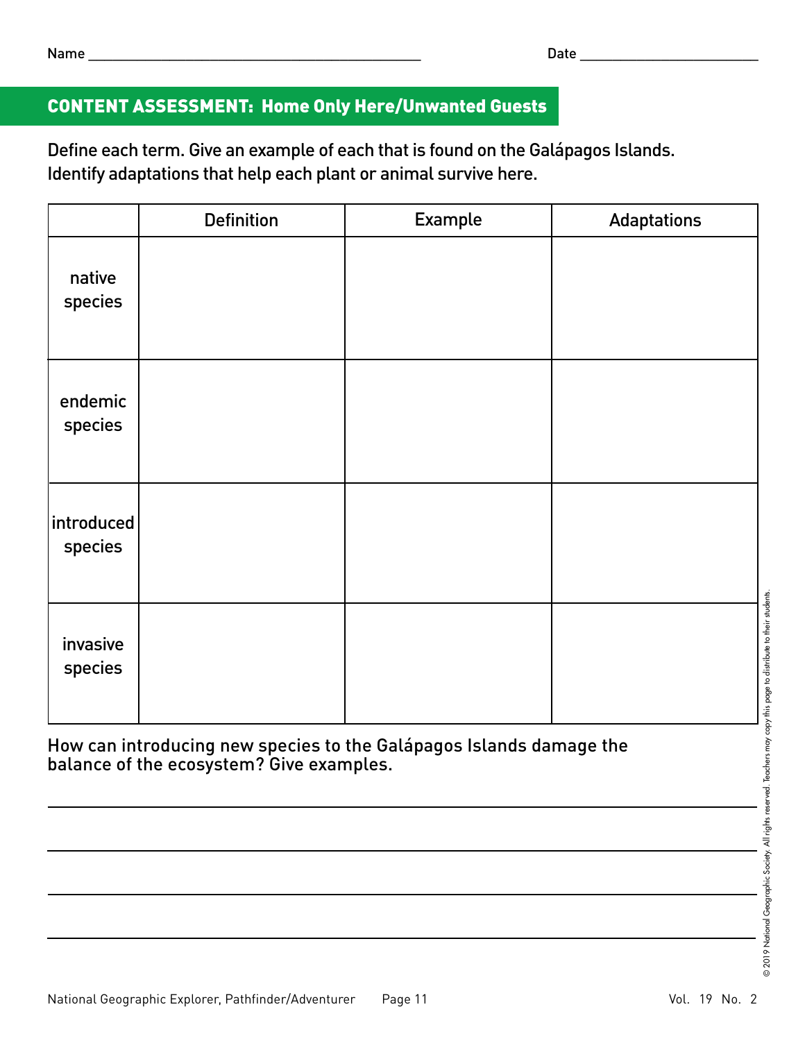Name ___________________________________________ Date _______________________

## CONTENT ASSESSMENT: Home Only Here/Unwanted Guests

Define each term. Give an example of each that is found on the Galápagos Islands. Identify adaptations that help each plant or animal survive here.

| | Definition | Example | Adaptations |
|---|---|---|---|
| native species | | | |
| endemic species | | | |
| introduced species | | | |
| invasive species | | | |

How can introducing new species to the Galápagos Islands damage the balance of the ecosystem? Give examples.

_______________________________________________________________________________

_______________________________________________________________________________

_______________________________________________________________________________

_______________________________________________________________________________

© 2019 National Geographic Society. All rights reserved. Teachers may copy this page to distribute to their students.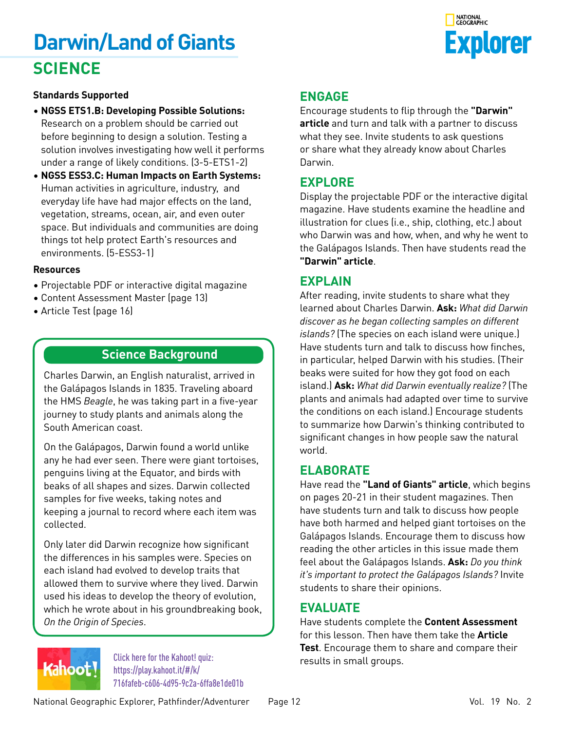# Darwin/Land of Giants

## SCIENCE

**Standards Supported**

- **NGSS ETS1.B: Developing Possible Solutions:** Research on a problem should be carried out before beginning to design a solution. Testing a solution involves investigating how well it performs under a range of likely conditions. (3-5-ETS1-2)
- **NGSS ESS3.C: Human Impacts on Earth Systems:** Human activities in agriculture, industry, and everyday life have had major effects on the land, vegetation, streams, ocean, air, and even outer space. But individuals and communities are doing things tot help protect Earth's resources and environments. (5-ESS3-1)

**Resources**

- Projectable PDF or interactive digital magazine
- Content Assessment Master (page 13)
- Article Test (page 16)

### Science Background

Charles Darwin, an English naturalist, arrived in the Galápagos Islands in 1835. Traveling aboard the HMS *Beagle*, he was taking part in a five-year journey to study plants and animals along the South American coast.

On the Galápagos, Darwin found a world unlike any he had ever seen. There were giant tortoises, penguins living at the Equator, and birds with beaks of all shapes and sizes. Darwin collected samples for five weeks, taking notes and keeping a journal to record where each item was collected.

Only later did Darwin recognize how significant the differences in his samples were. Species on each island had evolved to develop traits that allowed them to survive where they lived. Darwin used his ideas to develop the theory of evolution, which he wrote about in his groundbreaking book, *On the Origin of Species*.

Click here for the Kahoot! quiz: https://play.kahoot.it/#/k/716fafeb-c606-4d95-9c2a-6ffa8e1de01b

## ENGAGE

Encourage students to flip through the **"Darwin" article** and turn and talk with a partner to discuss what they see. Invite students to ask questions or share what they already know about Charles Darwin.

## EXPLORE

Display the projectable PDF or the interactive digital magazine. Have students examine the headline and illustration for clues (i.e., ship, clothing, etc.) about who Darwin was and how, when, and why he went to the Galápagos Islands. Then have students read the **"Darwin" article**.

## EXPLAIN

After reading, invite students to share what they learned about Charles Darwin. **Ask:** *What did Darwin discover as he began collecting samples on different islands?* (The species on each island were unique.) Have students turn and talk to discuss how finches, in particular, helped Darwin with his studies. (Their beaks were suited for how they got food on each island.) **Ask:** *What did Darwin eventually realize?* (The plants and animals had adapted over time to survive the conditions on each island.) Encourage students to summarize how Darwin's thinking contributed to significant changes in how people saw the natural world.

## ELABORATE

Have read the **"Land of Giants" article**, which begins on pages 20-21 in their student magazines. Then have students turn and talk to discuss how people have both harmed and helped giant tortoises on the Galápagos Islands. Encourage them to discuss how reading the other articles in this issue made them feel about the Galápagos Islands. **Ask:** *Do you think it's important to protect the Galápagos Islands?* Invite students to share their opinions.

## EVALUATE

Have students complete the **Content Assessment** for this lesson. Then have them take the **Article Test**. Encourage them to share and compare their results in small groups.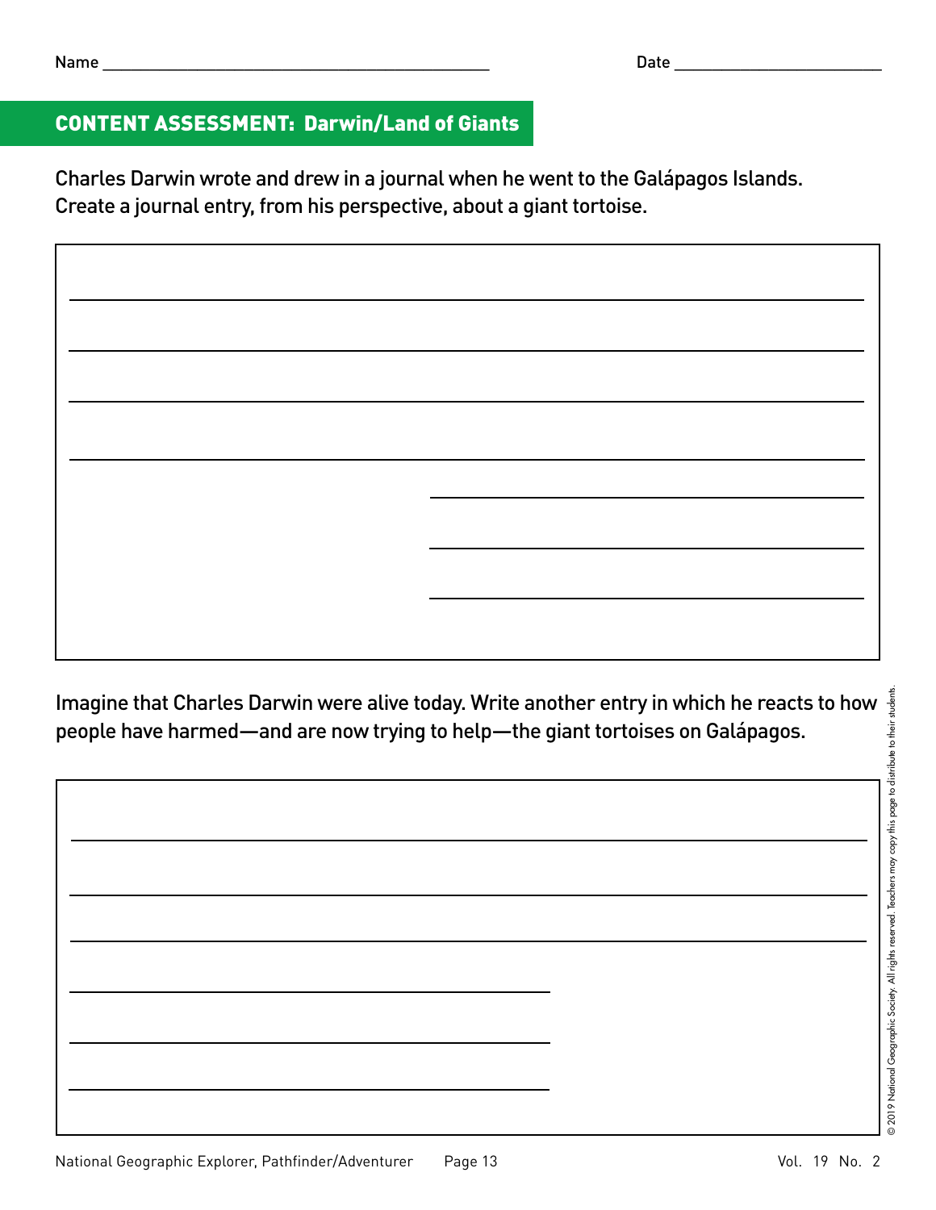Name ___________________________________________ Date ______________________

## CONTENT ASSESSMENT: Darwin/Land of Giants

Charles Darwin wrote and drew in a journal when he went to the Galápagos Islands. Create a journal entry, from his perspective, about a giant tortoise.

_______________________________________________________________________________

_______________________________________________________________________________

_______________________________________________________________________________

_______________________________________________________________________________

_______________________________________

_______________________________________

_______________________________________

Imagine that Charles Darwin were alive today. Write another entry in which he reacts to how people have harmed—and are now trying to help—the giant tortoises on Galápagos.

_______________________________________________________________________________

_______________________________________________________________________________

_______________________________________________________________________________

_______________________________________

_______________________________________

_______________________________________

© 2019 National Geographic Society. All rights reserved. Teachers may copy this page to distribute to their students.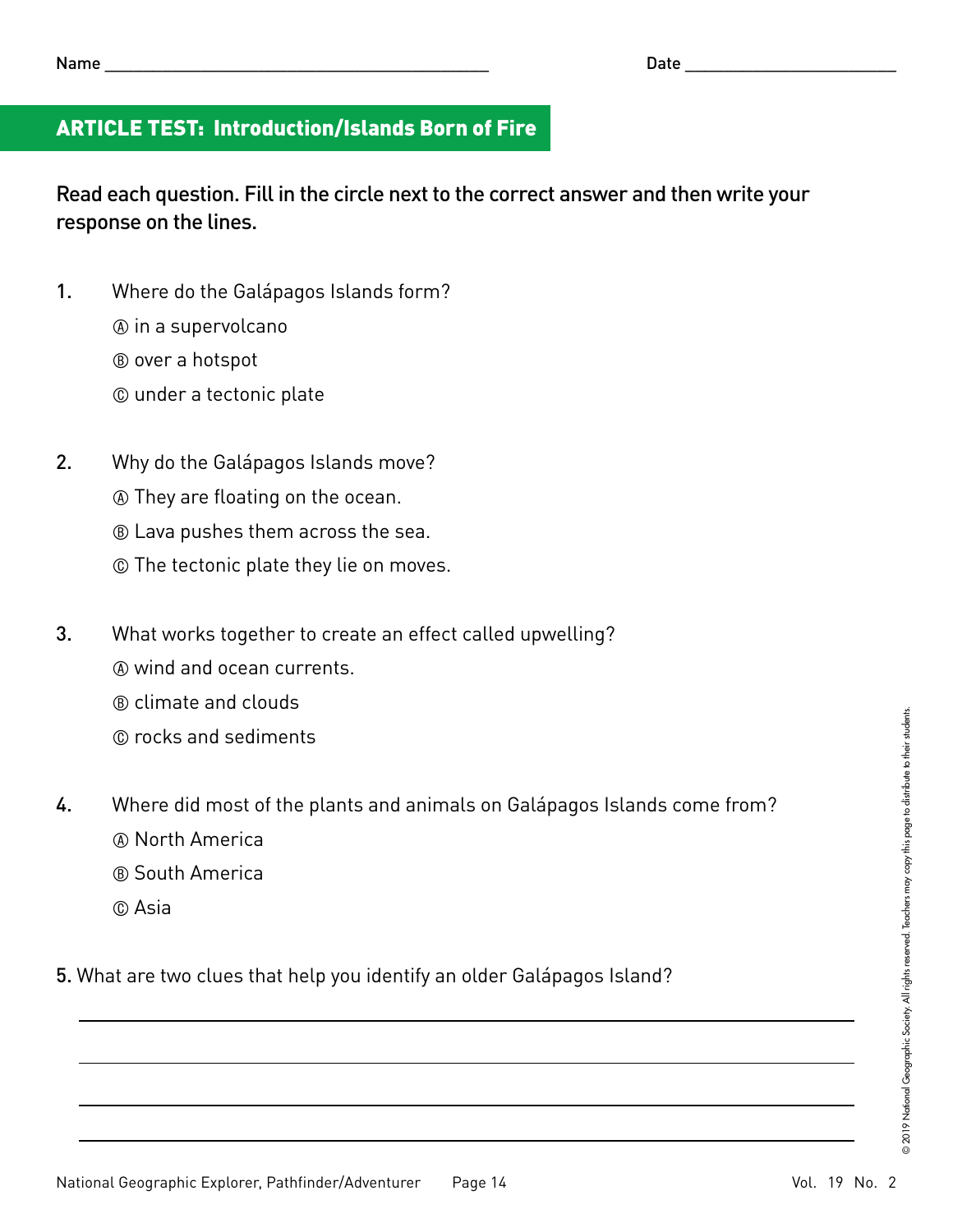Name ___________________________________________ Date _______________________

## ARTICLE TEST: Introduction/Islands Born of Fire

**Read each question. Fill in the circle next to the correct answer and then write your response on the lines.**

1. Where do the Galápagos Islands form?

   Ⓐ in a supervolcano

   Ⓑ over a hotspot

   Ⓒ under a tectonic plate

2. Why do the Galápagos Islands move?

   Ⓐ They are floating on the ocean.

   Ⓑ Lava pushes them across the sea.

   Ⓒ The tectonic plate they lie on moves.

3. What works together to create an effect called upwelling?

   Ⓐ wind and ocean currents.

   Ⓑ climate and clouds

   Ⓒ rocks and sediments

4. Where did most of the plants and animals on Galápagos Islands come from?

   Ⓐ North America

   Ⓑ South America

   Ⓒ Asia

5. What are two clues that help you identify an older Galápagos Island?

______________________________________________________________________

______________________________________________________________________

______________________________________________________________________

______________________________________________________________________

© 2019 National Geographic Society. All rights reserved. Teachers may copy this page to distribute to their students.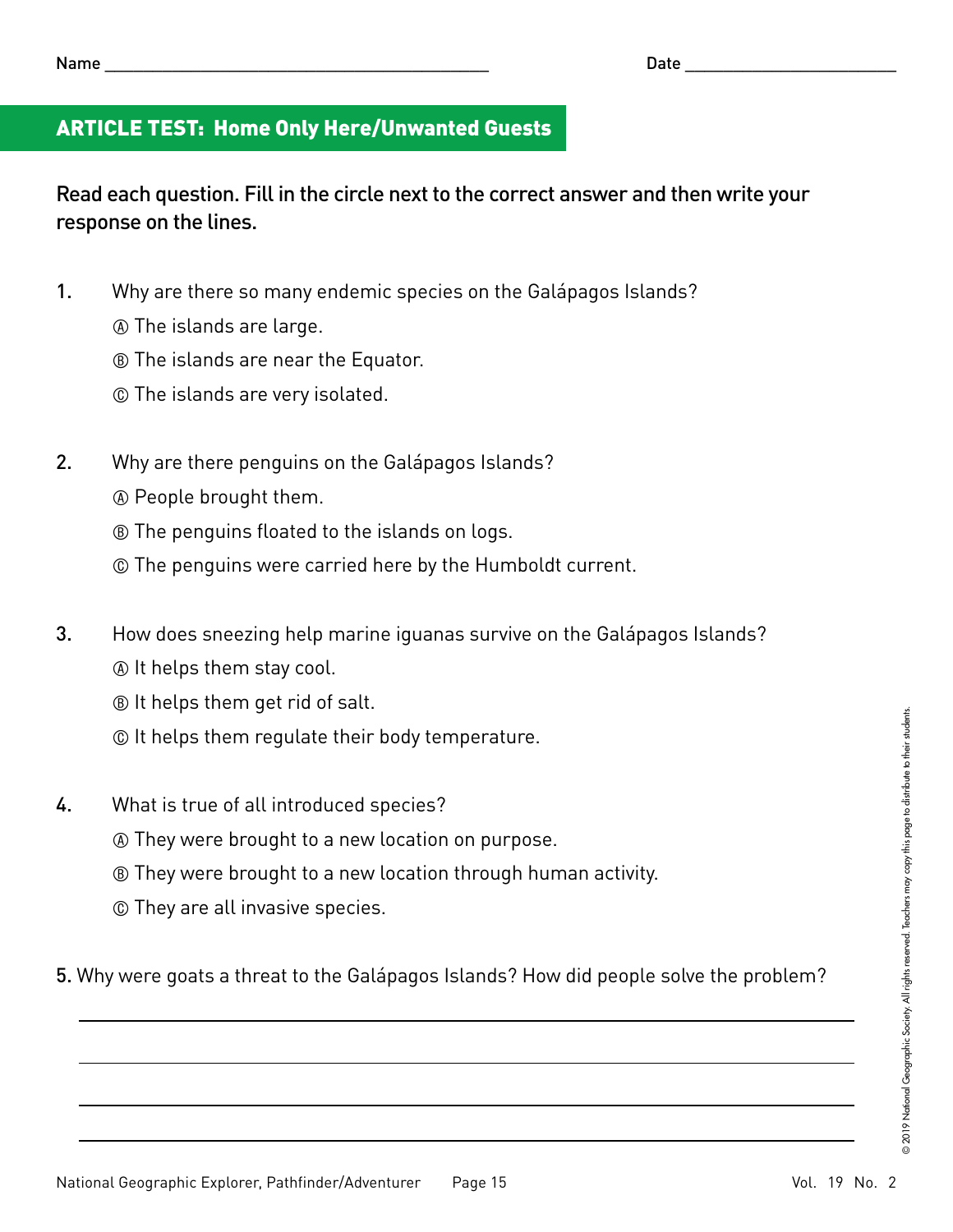Name ___________________________________________ Date ________________________

## ARTICLE TEST: Home Only Here/Unwanted Guests

**Read each question. Fill in the circle next to the correct answer and then write your response on the lines.**

1. Why are there so many endemic species on the Galápagos Islands?

   Ⓐ The islands are large.

   Ⓑ The islands are near the Equator.

   Ⓒ The islands are very isolated.

2. Why are there penguins on the Galápagos Islands?

   Ⓐ People brought them.

   Ⓑ The penguins floated to the islands on logs.

   Ⓒ The penguins were carried here by the Humboldt current.

3. How does sneezing help marine iguanas survive on the Galápagos Islands?

   Ⓐ It helps them stay cool.

   Ⓑ It helps them get rid of salt.

   Ⓒ It helps them regulate their body temperature.

4. What is true of all introduced species?

   Ⓐ They were brought to a new location on purpose.

   Ⓑ They were brought to a new location through human activity.

   Ⓒ They are all invasive species.

5. Why were goats a threat to the Galápagos Islands? How did people solve the problem?

______________________________________________________________________________

______________________________________________________________________________

______________________________________________________________________________

______________________________________________________________________________

© 2019 National Geographic Society. All rights reserved. Teachers may copy this page to distribute to their students.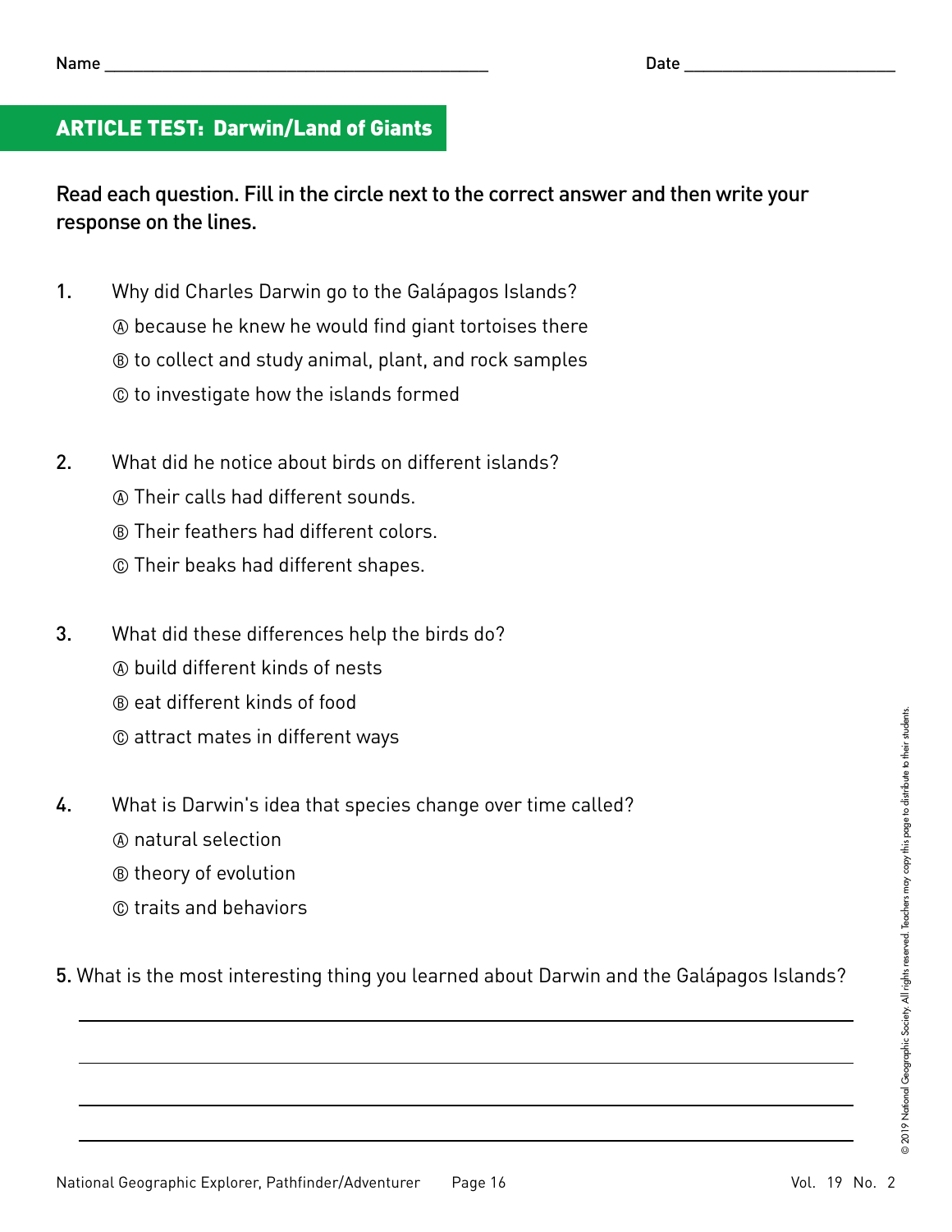Name ______________________________ Date ____________________

## ARTICLE TEST: Darwin/Land of Giants

**Read each question. Fill in the circle next to the correct answer and then write your response on the lines.**

1. Why did Charles Darwin go to the Galápagos Islands?
   Ⓐ because he knew he would find giant tortoises there
   Ⓑ to collect and study animal, plant, and rock samples
   Ⓒ to investigate how the islands formed

2. What did he notice about birds on different islands?
   Ⓐ Their calls had different sounds.
   Ⓑ Their feathers had different colors.
   Ⓒ Their beaks had different shapes.

3. What did these differences help the birds do?
   Ⓐ build different kinds of nests
   Ⓑ eat different kinds of food
   Ⓒ attract mates in different ways

4. What is Darwin's idea that species change over time called?
   Ⓐ natural selection
   Ⓑ theory of evolution
   Ⓒ traits and behaviors

5. What is the most interesting thing you learned about Darwin and the Galápagos Islands?

______________________________________________________________

______________________________________________________________

______________________________________________________________

______________________________________________________________

© 2019 National Geographic Society. All rights reserved. Teachers may copy this page to distribute to their students.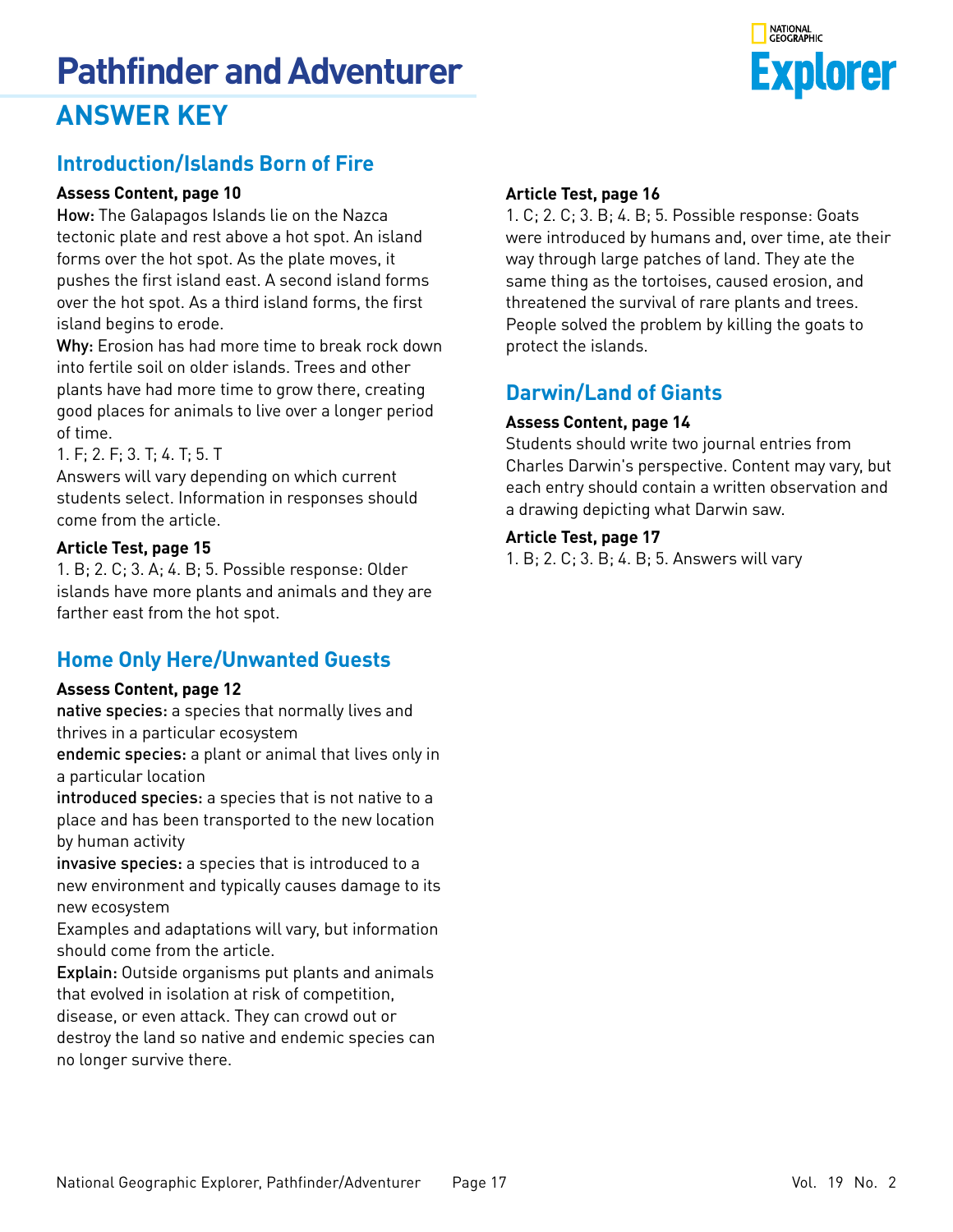# Pathfinder and Adventurer

NATIONAL GEOGRAPHIC Explorer

## ANSWER KEY

### Introduction/Islands Born of Fire

**Assess Content, page 10**

**How:** The Galapagos Islands lie on the Nazca tectonic plate and rest above a hot spot. An island forms over the hot spot. As the plate moves, it pushes the first island east. A second island forms over the hot spot. As a third island forms, the first island begins to erode.

**Why:** Erosion has had more time to break rock down into fertile soil on older islands. Trees and other plants have had more time to grow there, creating good places for animals to live over a longer period of time.

1. F; 2. F; 3. T; 4. T; 5. T

Answers will vary depending on which current students select. Information in responses should come from the article.

**Article Test, page 15**

1. B; 2. C; 3. A; 4. B; 5. Possible response: Older islands have more plants and animals and they are farther east from the hot spot.

### Home Only Here/Unwanted Guests

**Assess Content, page 12**

**native species:** a species that normally lives and thrives in a particular ecosystem

**endemic species:** a plant or animal that lives only in a particular location

**introduced species:** a species that is not native to a place and has been transported to the new location by human activity

**invasive species:** a species that is introduced to a new environment and typically causes damage to its new ecosystem

Examples and adaptations will vary, but information should come from the article.

**Explain:** Outside organisms put plants and animals that evolved in isolation at risk of competition, disease, or even attack. They can crowd out or destroy the land so native and endemic species can no longer survive there.

**Article Test, page 16**

1. C; 2. C; 3. B; 4. B; 5. Possible response: Goats were introduced by humans and, over time, ate their way through large patches of land. They ate the same thing as the tortoises, caused erosion, and threatened the survival of rare plants and trees. People solved the problem by killing the goats to protect the islands.

### Darwin/Land of Giants

**Assess Content, page 14**

Students should write two journal entries from Charles Darwin's perspective. Content may vary, but each entry should contain a written observation and a drawing depicting what Darwin saw.

**Article Test, page 17**

1. B; 2. C; 3. B; 4. B; 5. Answers will vary